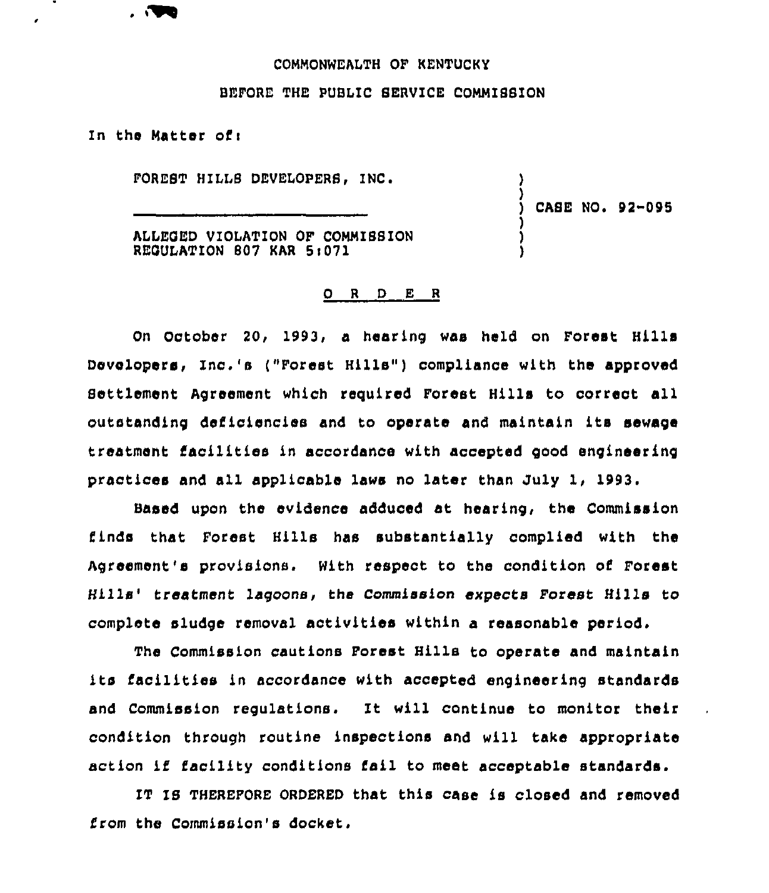COMMONWEALTH OF KENTUCKY

BEFORE THE PUBLIC SERVICE COMMISSION

In the Matter of:

FOREST HILLS DEVELOPERS, INC.

ALLEGED VIOLATION OF COMMISSION REGULATION 807 KAR 5:071

CASE NO. 92-095

O R D E R

On October 20, 1993, a hearing was held on Forest Hills Developers, Inc.'s ("Forest Hills") compliance with the approved Settlement Agreement which required Forest Hills to correct all outstanding deficiencies and to operate and maintain its sewage treatment facilities in accordance with accepted good engineering practices and all applicable laws no later than July 1, 1993.

Based upon the evidence adduced at hearing, the Commission finds that Forest Hills has substantially complied with the Agreement's provisions. With respect to the condition of Forest Hills' treatment lagoons, the Commission expects Forest Hills to complete sludge removal activities within a reasonable period.

The Commission cautions Forest Hills to operate and maintain its facilities in accordance with accepted engineering standards and Commission regulations. It will continue to monitor their condition through routine inspections and will take appropriate action if facility conditions fail to meet acceptable standards.

IT IS THEREFORE ORDERED that this case is closed and removed from the Commission's docket.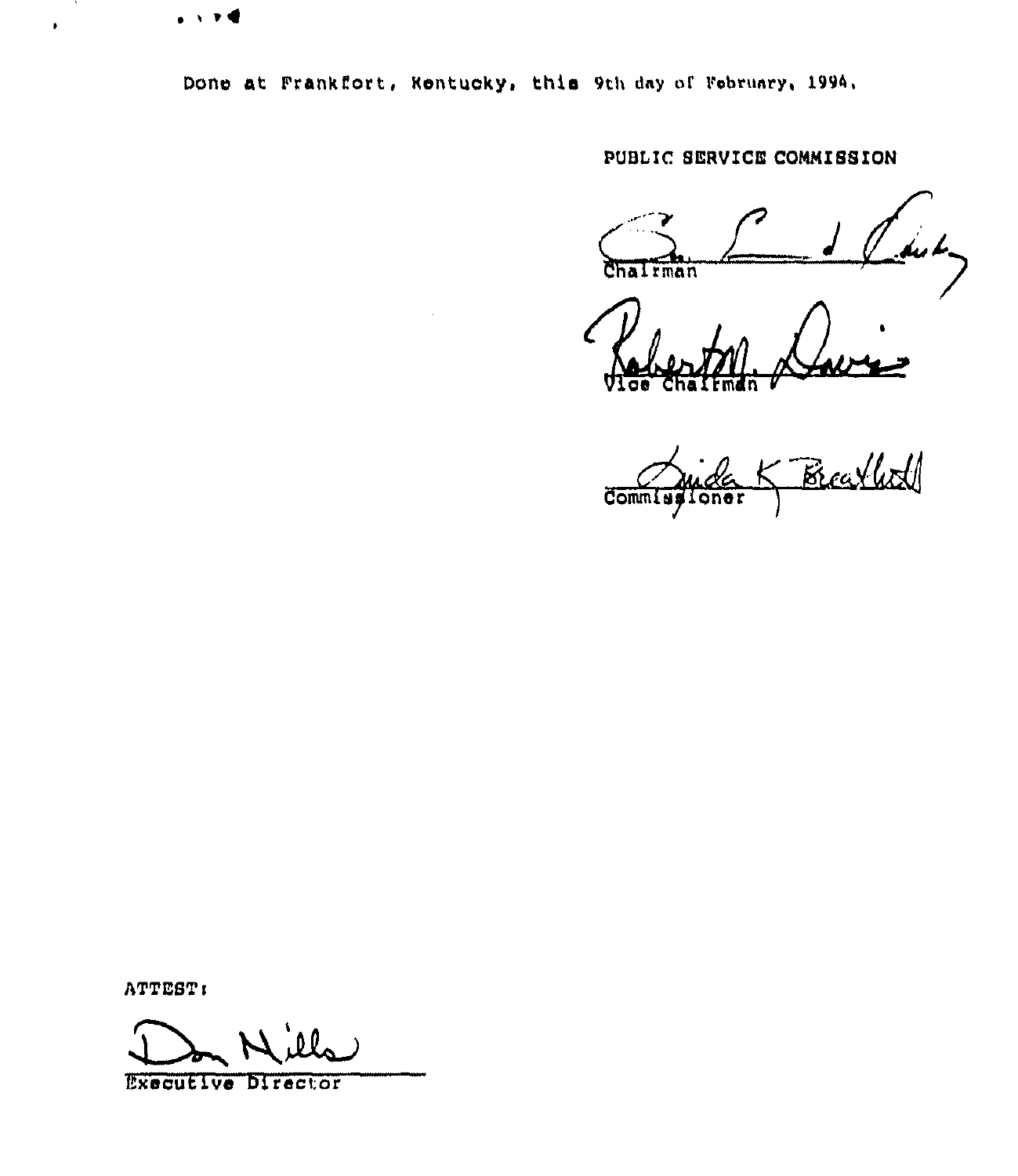Done at Frankfort, Kentucky, this 9th day of February, 1994.

PUBLIC SERVICE COMMISSION

Chairman

Vice Chairman

Commissioner

ATTEST:

Executive Director